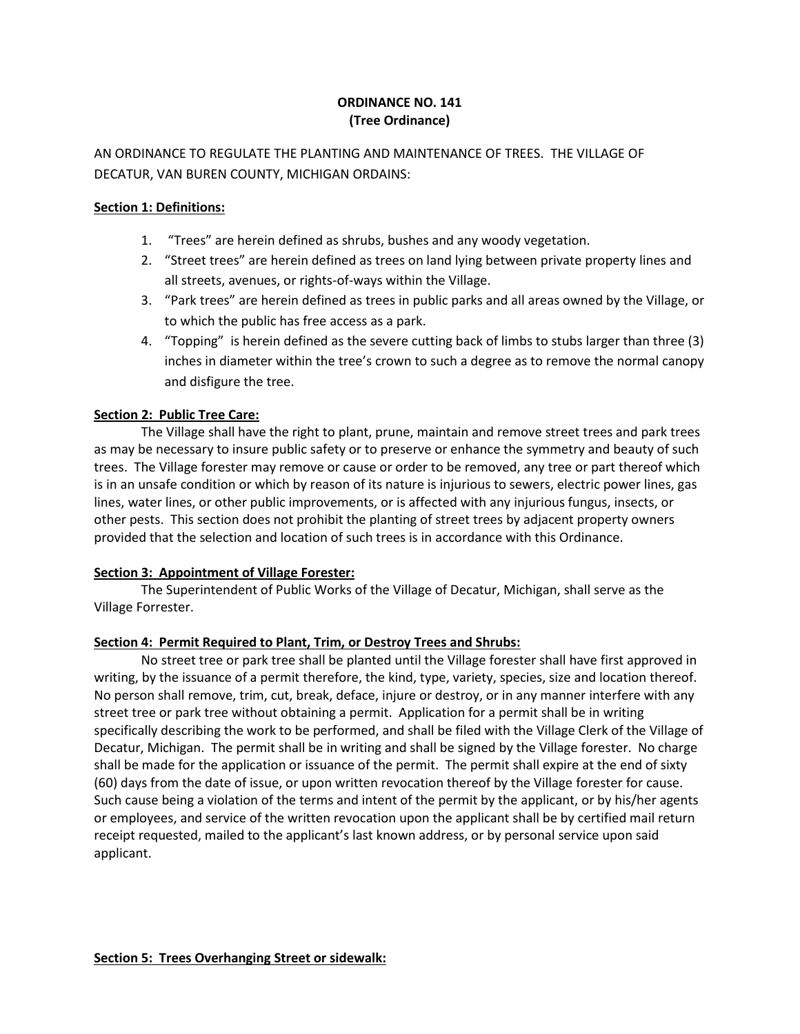**ORDINANCE NO. 141**
**(Tree Ordinance)**

AN ORDINANCE TO REGULATE THE PLANTING AND MAINTENANCE OF TREES. THE VILLAGE OF DECATUR, VAN BUREN COUNTY, MICHIGAN ORDAINS:

**Section 1: Definitions:**

1. "Trees" are herein defined as shrubs, bushes and any woody vegetation.
2. "Street trees" are herein defined as trees on land lying between private property lines and all streets, avenues, or rights-of-ways within the Village.
3. "Park trees" are herein defined as trees in public parks and all areas owned by the Village, or to which the public has free access as a park.
4. "Topping" is herein defined as the severe cutting back of limbs to stubs larger than three (3) inches in diameter within the tree's crown to such a degree as to remove the normal canopy and disfigure the tree.

**Section 2: Public Tree Care:**

The Village shall have the right to plant, prune, maintain and remove street trees and park trees as may be necessary to insure public safety or to preserve or enhance the symmetry and beauty of such trees. The Village forester may remove or cause or order to be removed, any tree or part thereof which is in an unsafe condition or which by reason of its nature is injurious to sewers, electric power lines, gas lines, water lines, or other public improvements, or is affected with any injurious fungus, insects, or other pests. This section does not prohibit the planting of street trees by adjacent property owners provided that the selection and location of such trees is in accordance with this Ordinance.

**Section 3: Appointment of Village Forester:**

The Superintendent of Public Works of the Village of Decatur, Michigan, shall serve as the Village Forrester.

**Section 4: Permit Required to Plant, Trim, or Destroy Trees and Shrubs:**

No street tree or park tree shall be planted until the Village forester shall have first approved in writing, by the issuance of a permit therefore, the kind, type, variety, species, size and location thereof. No person shall remove, trim, cut, break, deface, injure or destroy, or in any manner interfere with any street tree or park tree without obtaining a permit. Application for a permit shall be in writing specifically describing the work to be performed, and shall be filed with the Village Clerk of the Village of Decatur, Michigan. The permit shall be in writing and shall be signed by the Village forester. No charge shall be made for the application or issuance of the permit. The permit shall expire at the end of sixty (60) days from the date of issue, or upon written revocation thereof by the Village forester for cause. Such cause being a violation of the terms and intent of the permit by the applicant, or by his/her agents or employees, and service of the written revocation upon the applicant shall be by certified mail return receipt requested, mailed to the applicant's last known address, or by personal service upon said applicant.

**Section 5: Trees Overhanging Street or sidewalk:**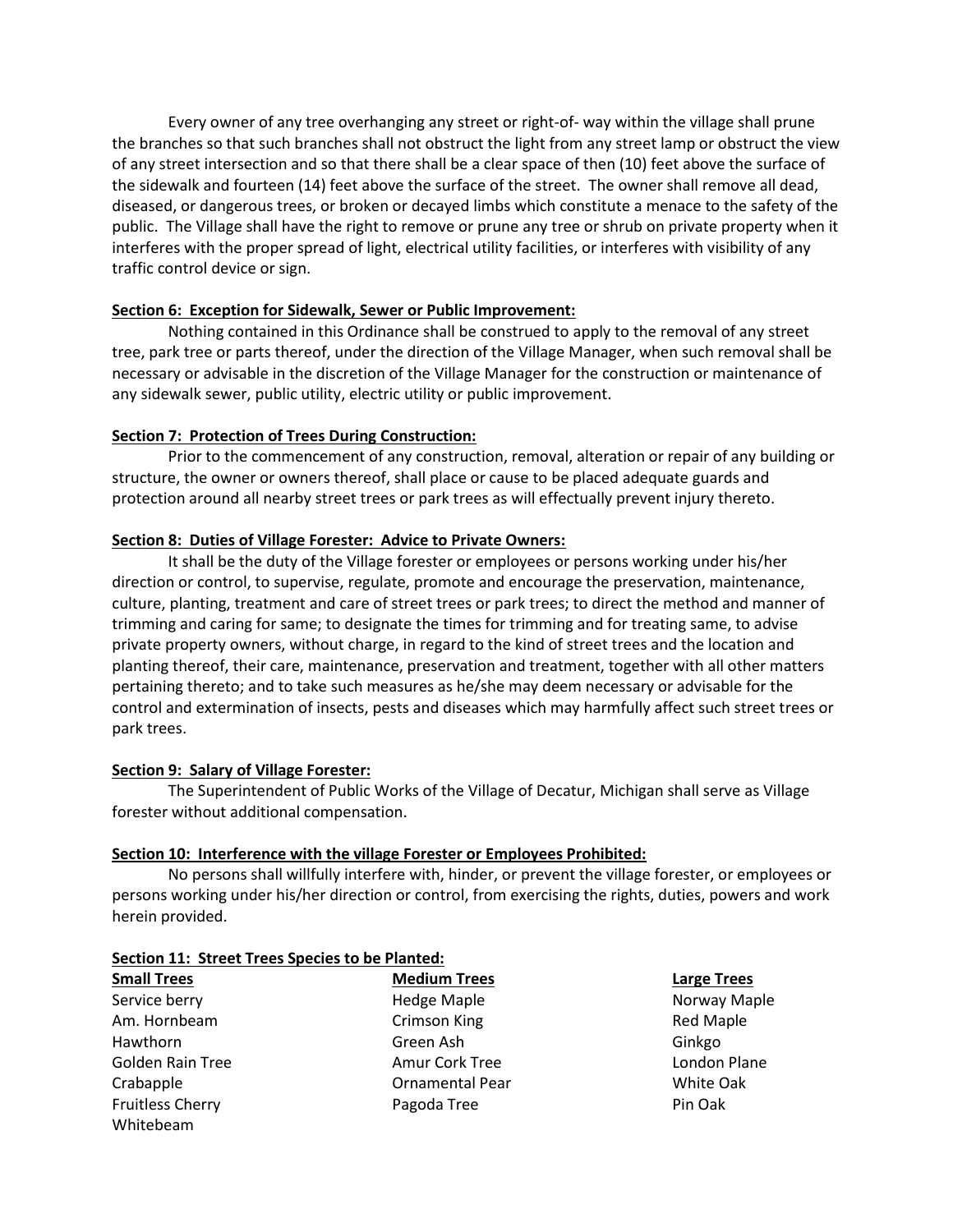Every owner of any tree overhanging any street or right-of- way within the village shall prune the branches so that such branches shall not obstruct the light from any street lamp or obstruct the view of any street intersection and so that there shall be a clear space of then (10) feet above the surface of the sidewalk and fourteen (14) feet above the surface of the street. The owner shall remove all dead, diseased, or dangerous trees, or broken or decayed limbs which constitute a menace to the safety of the public. The Village shall have the right to remove or prune any tree or shrub on private property when it interferes with the proper spread of light, electrical utility facilities, or interferes with visibility of any traffic control device or sign.

**Section 6: Exception for Sidewalk, Sewer or Public Improvement:**

Nothing contained in this Ordinance shall be construed to apply to the removal of any street tree, park tree or parts thereof, under the direction of the Village Manager, when such removal shall be necessary or advisable in the discretion of the Village Manager for the construction or maintenance of any sidewalk sewer, public utility, electric utility or public improvement.

**Section 7: Protection of Trees During Construction:**

Prior to the commencement of any construction, removal, alteration or repair of any building or structure, the owner or owners thereof, shall place or cause to be placed adequate guards and protection around all nearby street trees or park trees as will effectually prevent injury thereto.

**Section 8: Duties of Village Forester: Advice to Private Owners:**

It shall be the duty of the Village forester or employees or persons working under his/her direction or control, to supervise, regulate, promote and encourage the preservation, maintenance, culture, planting, treatment and care of street trees or park trees; to direct the method and manner of trimming and caring for same; to designate the times for trimming and for treating same, to advise private property owners, without charge, in regard to the kind of street trees and the location and planting thereof, their care, maintenance, preservation and treatment, together with all other matters pertaining thereto; and to take such measures as he/she may deem necessary or advisable for the control and extermination of insects, pests and diseases which may harmfully affect such street trees or park trees.

**Section 9: Salary of Village Forester:**

The Superintendent of Public Works of the Village of Decatur, Michigan shall serve as Village forester without additional compensation.

**Section 10: Interference with the village Forester or Employees Prohibited:**

No persons shall willfully interfere with, hinder, or prevent the village forester, or employees or persons working under his/her direction or control, from exercising the rights, duties, powers and work herein provided.

**Section 11: Street Trees Species to be Planted:**

| Small Trees | Medium Trees | Large Trees |
|---|---|---|
| Service berry | Hedge Maple | Norway Maple |
| Am. Hornbeam | Crimson King | Red Maple |
| Hawthorn | Green Ash | Ginkgo |
| Golden Rain Tree | Amur Cork Tree | London Plane |
| Crabapple | Ornamental Pear | White Oak |
| Fruitless Cherry | Pagoda Tree | Pin Oak |
| Whitebeam | | |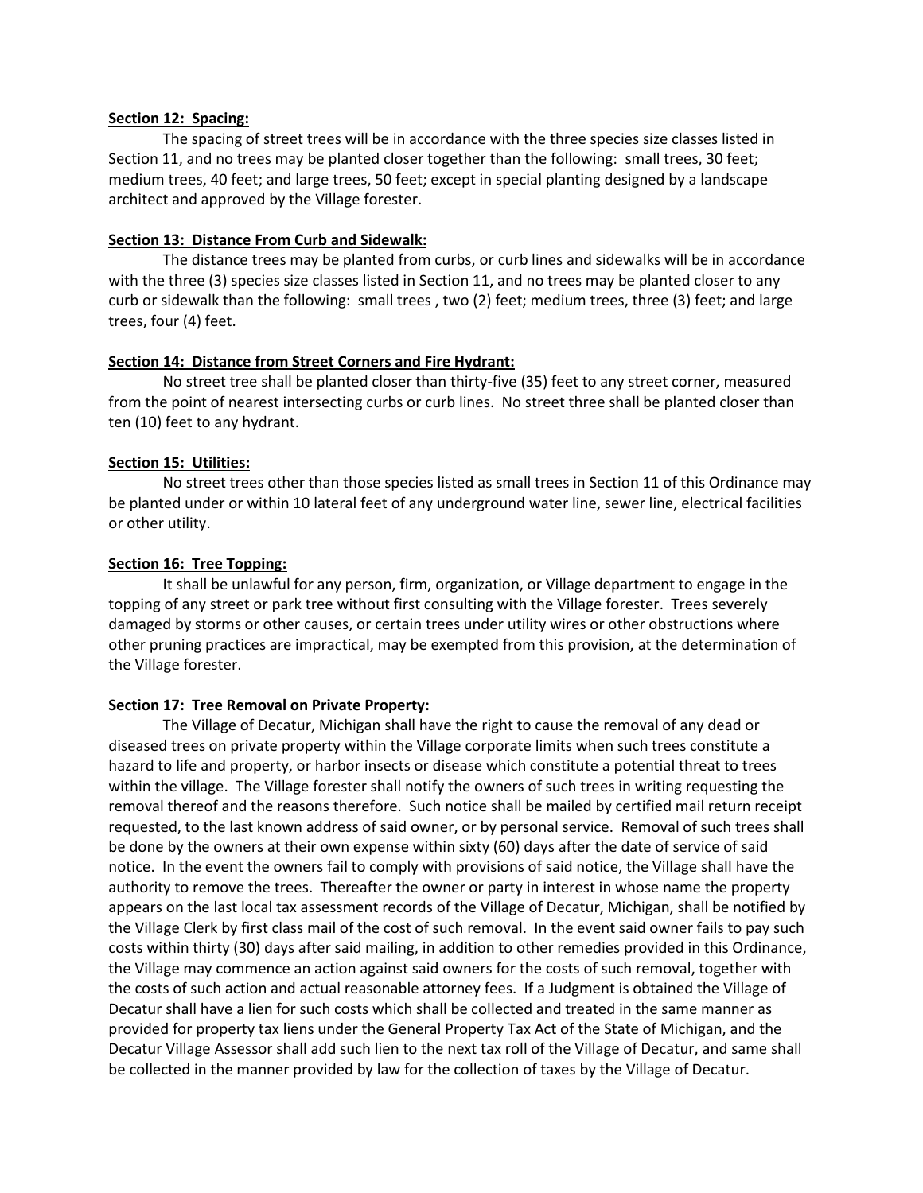**Section 12: Spacing:**

The spacing of street trees will be in accordance with the three species size classes listed in Section 11, and no trees may be planted closer together than the following: small trees, 30 feet; medium trees, 40 feet; and large trees, 50 feet; except in special planting designed by a landscape architect and approved by the Village forester.

**Section 13: Distance From Curb and Sidewalk:**

The distance trees may be planted from curbs, or curb lines and sidewalks will be in accordance with the three (3) species size classes listed in Section 11, and no trees may be planted closer to any curb or sidewalk than the following: small trees , two (2) feet; medium trees, three (3) feet; and large trees, four (4) feet.

**Section 14: Distance from Street Corners and Fire Hydrant:**

No street tree shall be planted closer than thirty-five (35) feet to any street corner, measured from the point of nearest intersecting curbs or curb lines. No street three shall be planted closer than ten (10) feet to any hydrant.

**Section 15: Utilities:**

No street trees other than those species listed as small trees in Section 11 of this Ordinance may be planted under or within 10 lateral feet of any underground water line, sewer line, electrical facilities or other utility.

**Section 16: Tree Topping:**

It shall be unlawful for any person, firm, organization, or Village department to engage in the topping of any street or park tree without first consulting with the Village forester. Trees severely damaged by storms or other causes, or certain trees under utility wires or other obstructions where other pruning practices are impractical, may be exempted from this provision, at the determination of the Village forester.

**Section 17: Tree Removal on Private Property:**

The Village of Decatur, Michigan shall have the right to cause the removal of any dead or diseased trees on private property within the Village corporate limits when such trees constitute a hazard to life and property, or harbor insects or disease which constitute a potential threat to trees within the village. The Village forester shall notify the owners of such trees in writing requesting the removal thereof and the reasons therefore. Such notice shall be mailed by certified mail return receipt requested, to the last known address of said owner, or by personal service. Removal of such trees shall be done by the owners at their own expense within sixty (60) days after the date of service of said notice. In the event the owners fail to comply with provisions of said notice, the Village shall have the authority to remove the trees. Thereafter the owner or party in interest in whose name the property appears on the last local tax assessment records of the Village of Decatur, Michigan, shall be notified by the Village Clerk by first class mail of the cost of such removal. In the event said owner fails to pay such costs within thirty (30) days after said mailing, in addition to other remedies provided in this Ordinance, the Village may commence an action against said owners for the costs of such removal, together with the costs of such action and actual reasonable attorney fees. If a Judgment is obtained the Village of Decatur shall have a lien for such costs which shall be collected and treated in the same manner as provided for property tax liens under the General Property Tax Act of the State of Michigan, and the Decatur Village Assessor shall add such lien to the next tax roll of the Village of Decatur, and same shall be collected in the manner provided by law for the collection of taxes by the Village of Decatur.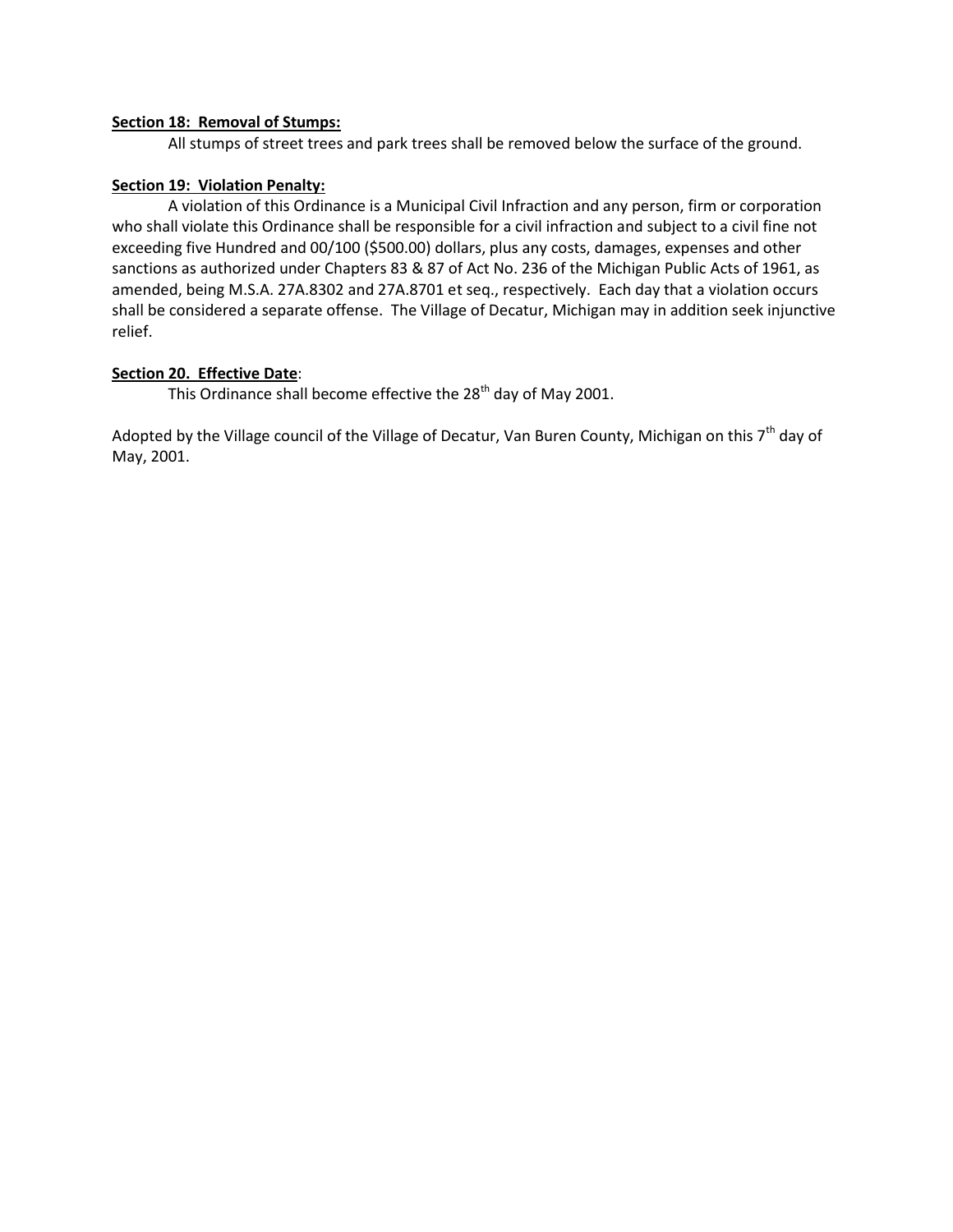**Section 18: Removal of Stumps:**

All stumps of street trees and park trees shall be removed below the surface of the ground.

**Section 19: Violation Penalty:**

A violation of this Ordinance is a Municipal Civil Infraction and any person, firm or corporation who shall violate this Ordinance shall be responsible for a civil infraction and subject to a civil fine not exceeding five Hundred and 00/100 ($500.00) dollars, plus any costs, damages, expenses and other sanctions as authorized under Chapters 83 & 87 of Act No. 236 of the Michigan Public Acts of 1961, as amended, being M.S.A. 27A.8302 and 27A.8701 et seq., respectively. Each day that a violation occurs shall be considered a separate offense. The Village of Decatur, Michigan may in addition seek injunctive relief.

**Section 20. Effective Date:**

This Ordinance shall become effective the 28th day of May 2001.

Adopted by the Village council of the Village of Decatur, Van Buren County, Michigan on this 7th day of May, 2001.